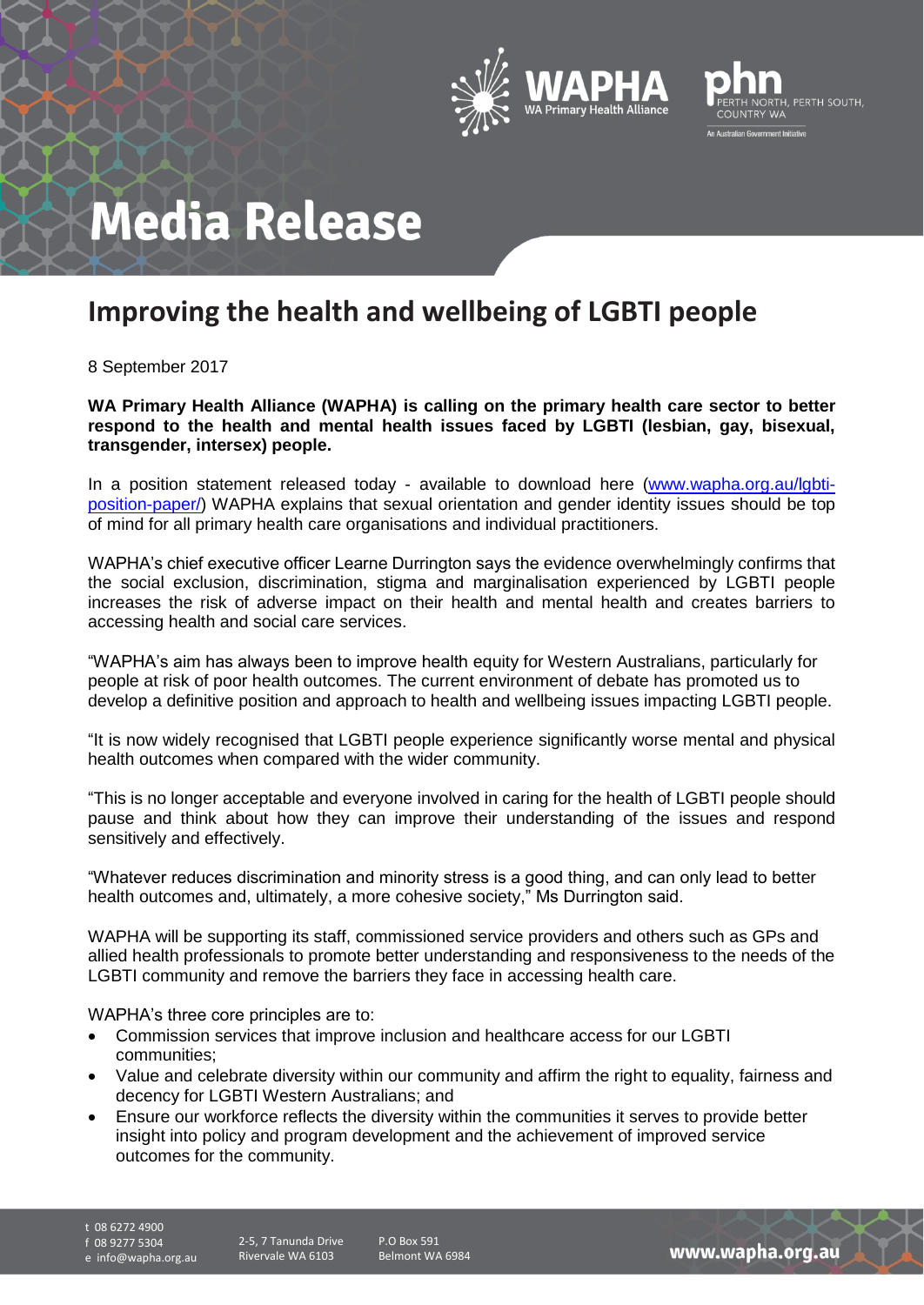# Media Release

## Improving the health and wellbeing of LGBTI people

8 September 2017

**WA Primary Health Alliance (WAPHA) is calling on the primary health care sector to better respond to the health and mental health issues faced by LGBTI (lesbian, gay, bisexual, transgender, intersex) people.**

In a position statement released today - available to download here ([www.wapha.org.au/lgbti-position-paper/](www.wapha.org.au/lgbti-position-paper/)) WAPHA explains that sexual orientation and gender identity issues should be top of mind for all primary health care organisations and individual practitioners.

WAPHA's chief executive officer Learne Durrington says the evidence overwhelmingly confirms that the social exclusion, discrimination, stigma and marginalisation experienced by LGBTI people increases the risk of adverse impact on their health and mental health and creates barriers to accessing health and social care services.

"WAPHA's aim has always been to improve health equity for Western Australians, particularly for people at risk of poor health outcomes. The current environment of debate has promoted us to develop a definitive position and approach to health and wellbeing issues impacting LGBTI people.

"It is now widely recognised that LGBTI people experience significantly worse mental and physical health outcomes when compared with the wider community.

"This is no longer acceptable and everyone involved in caring for the health of LGBTI people should pause and think about how they can improve their understanding of the issues and respond sensitively and effectively.

"Whatever reduces discrimination and minority stress is a good thing, and can only lead to better health outcomes and, ultimately, a more cohesive society," Ms Durrington said.

WAPHA will be supporting its staff, commissioned service providers and others such as GPs and allied health professionals to promote better understanding and responsiveness to the needs of the LGBTI community and remove the barriers they face in accessing health care.

WAPHA's three core principles are to:

- Commission services that improve inclusion and healthcare access for our LGBTI communities;
- Value and celebrate diversity within our community and affirm the right to equality, fairness and decency for LGBTI Western Australians; and
- Ensure our workforce reflects the diversity within the communities it serves to provide better insight into policy and program development and the achievement of improved service outcomes for the community.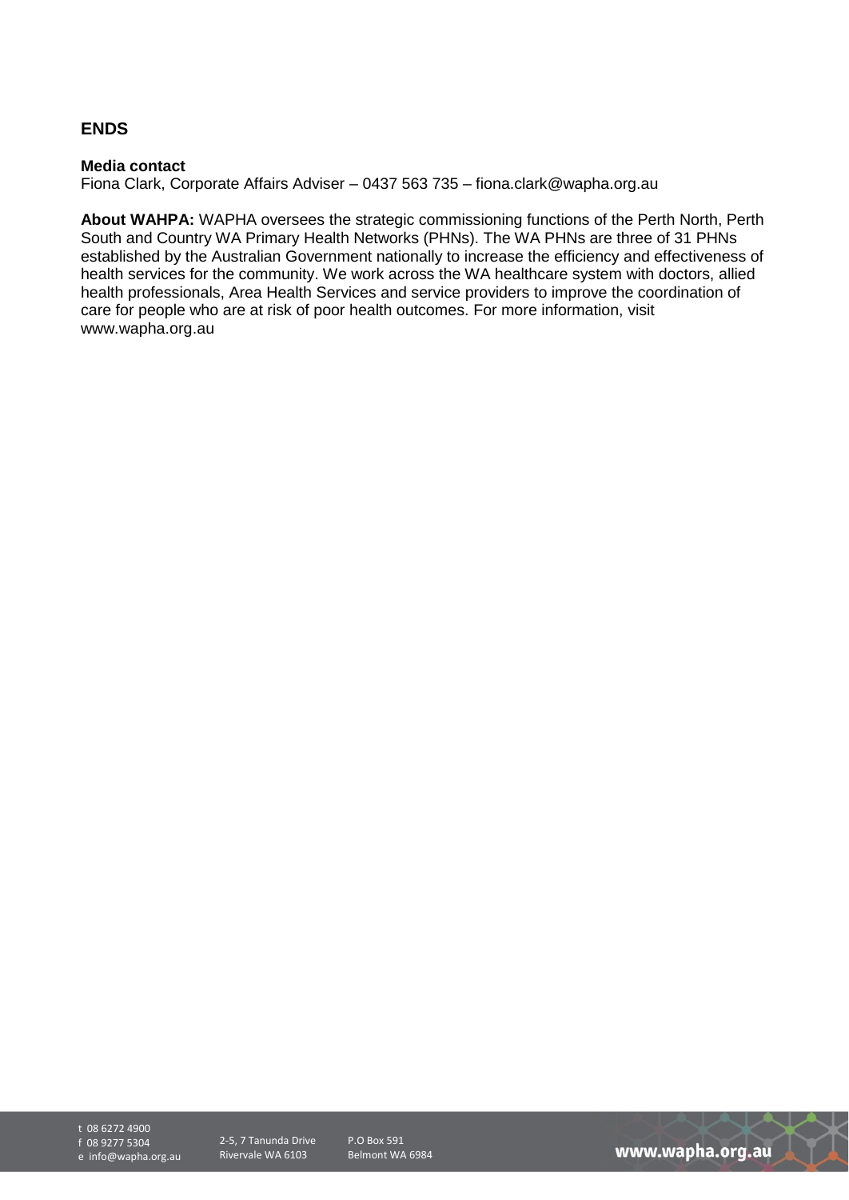**ENDS**

**Media contact**
Fiona Clark, Corporate Affairs Adviser – 0437 563 735 – fiona.clark@wapha.org.au

**About WAHPA:** WAPHA oversees the strategic commissioning functions of the Perth North, Perth South and Country WA Primary Health Networks (PHNs). The WA PHNs are three of 31 PHNs established by the Australian Government nationally to increase the efficiency and effectiveness of health services for the community. We work across the WA healthcare system with doctors, allied health professionals, Area Health Services and service providers to improve the coordination of care for people who are at risk of poor health outcomes. For more information, visit www.wapha.org.au